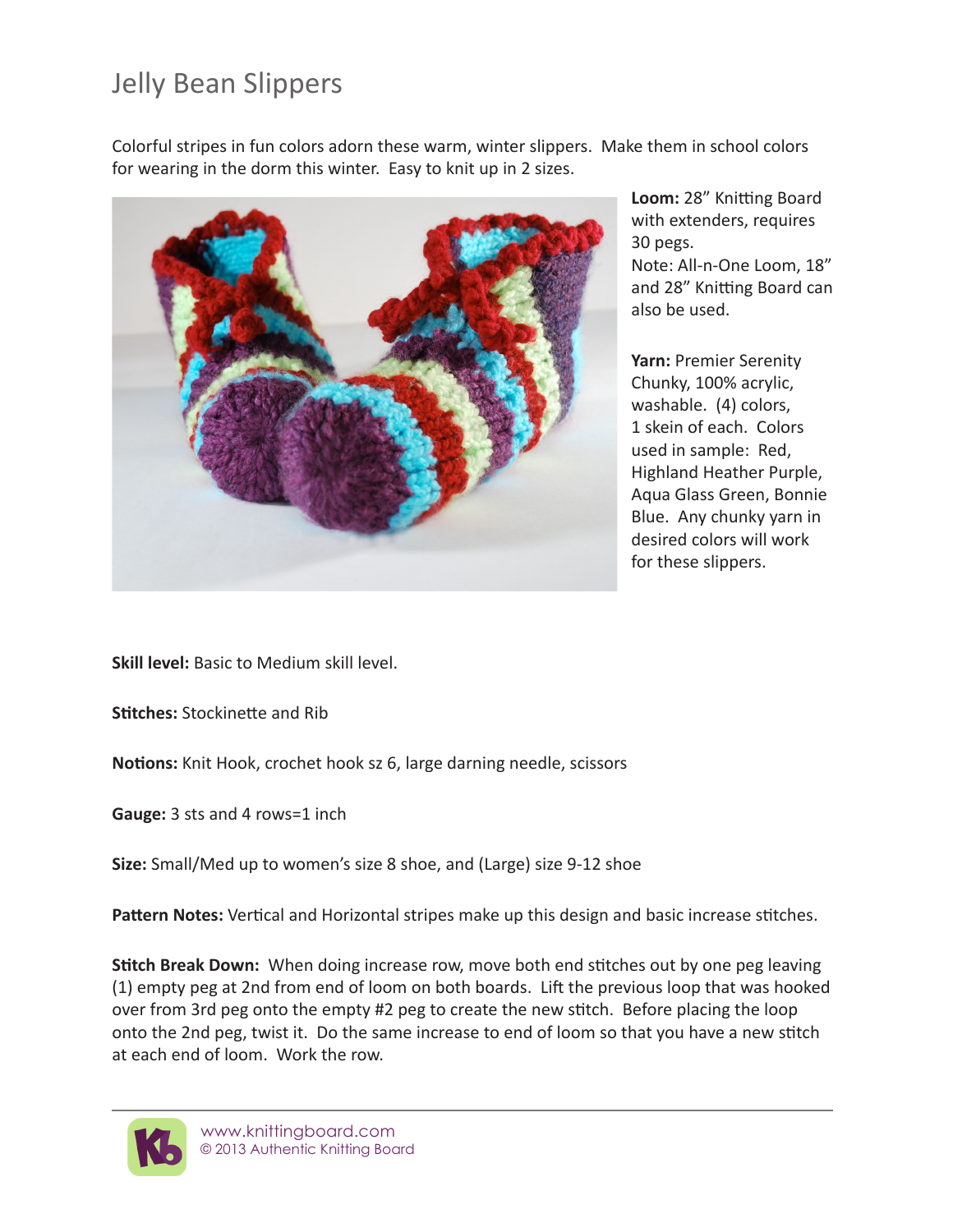# Jelly Bean Slippers

Colorful stripes in fun colors adorn these warm, winter slippers. Make them in school colors for wearing in the dorm this winter. Easy to knit up in 2 sizes.

**Loom:** 28" Knitting Board with extenders, requires 30 pegs.
Note: All-n-One Loom, 18" and 28" Knitting Board can also be used.

**Yarn:** Premier Serenity Chunky, 100% acrylic, washable. (4) colors, 1 skein of each. Colors used in sample: Red, Highland Heather Purple, Aqua Glass Green, Bonnie Blue. Any chunky yarn in desired colors will work for these slippers.

**Skill level:** Basic to Medium skill level.

**Stitches:** Stockinette and Rib

**Notions:** Knit Hook, crochet hook sz 6, large darning needle, scissors

**Gauge:** 3 sts and 4 rows=1 inch

**Size:** Small/Med up to women's size 8 shoe, and (Large) size 9-12 shoe

**Pattern Notes:** Vertical and Horizontal stripes make up this design and basic increase stitches.

**Stitch Break Down:** When doing increase row, move both end stitches out by one peg leaving (1) empty peg at 2nd from end of loom on both boards. Lift the previous loop that was hooked over from 3rd peg onto the empty #2 peg to create the new stitch. Before placing the loop onto the 2nd peg, twist it. Do the same increase to end of loom so that you have a new stitch at each end of loom. Work the row.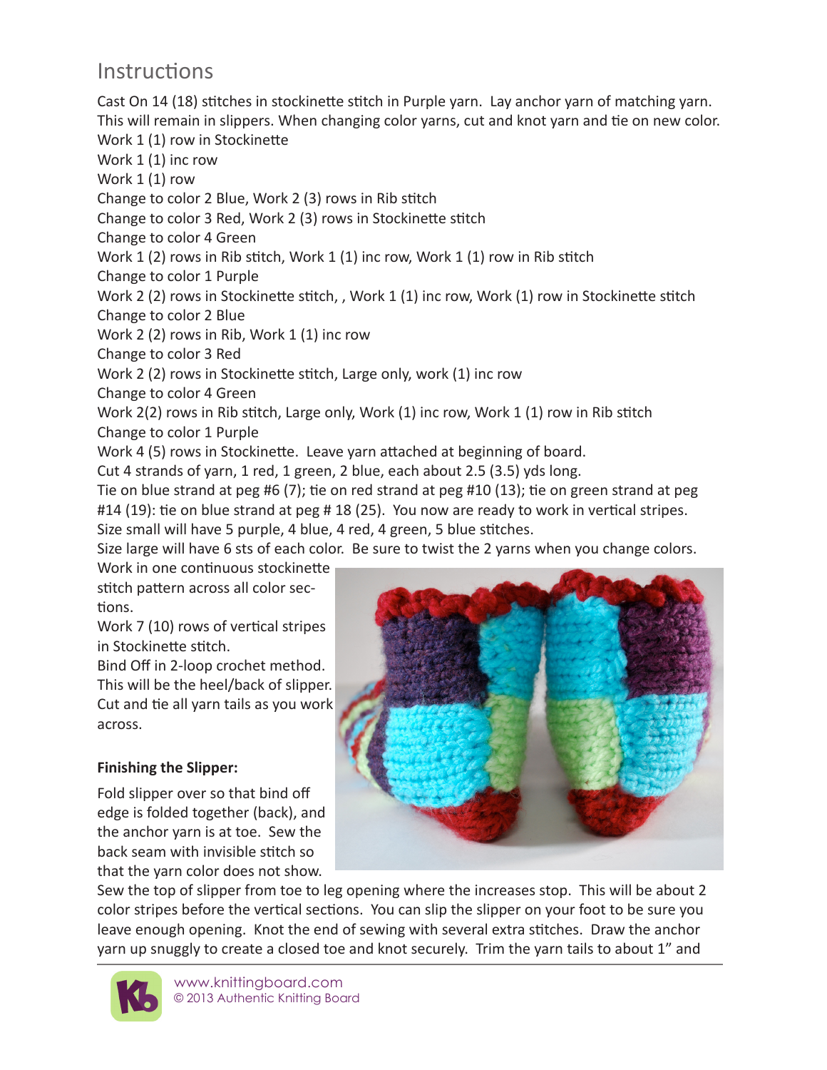## Instructions

Cast On 14 (18) stitches in stockinette stitch in Purple yarn. Lay anchor yarn of matching yarn. This will remain in slippers. When changing color yarns, cut and knot yarn and tie on new color.

Work 1 (1) row in Stockinette

Work 1 (1) inc row

Work 1 (1) row

Change to color 2 Blue, Work 2 (3) rows in Rib stitch

Change to color 3 Red, Work 2 (3) rows in Stockinette stitch

Change to color 4 Green

Work 1 (2) rows in Rib stitch, Work 1 (1) inc row, Work 1 (1) row in Rib stitch

Change to color 1 Purple

Work 2 (2) rows in Stockinette stitch, , Work 1 (1) inc row, Work (1) row in Stockinette stitch

Change to color 2 Blue

Work 2 (2) rows in Rib, Work 1 (1) inc row

Change to color 3 Red

Work 2 (2) rows in Stockinette stitch, Large only, work (1) inc row

Change to color 4 Green

Work 2(2) rows in Rib stitch, Large only, Work (1) inc row, Work 1 (1) row in Rib stitch

Change to color 1 Purple

Work 4 (5) rows in Stockinette. Leave yarn attached at beginning of board.

Cut 4 strands of yarn, 1 red, 1 green, 2 blue, each about 2.5 (3.5) yds long.

Tie on blue strand at peg #6 (7); tie on red strand at peg #10 (13); tie on green strand at peg #14 (19): tie on blue strand at peg # 18 (25). You now are ready to work in vertical stripes.

Size small will have 5 purple, 4 blue, 4 red, 4 green, 5 blue stitches.

Size large will have 6 sts of each color. Be sure to twist the 2 yarns when you change colors.

Work in one continuous stockinette stitch pattern across all color sections.

Work 7 (10) rows of vertical stripes in Stockinette stitch.

Bind Off in 2-loop crochet method. This will be the heel/back of slipper. Cut and tie all yarn tails as you work across.

**Finishing the Slipper:**

Fold slipper over so that bind off edge is folded together (back), and the anchor yarn is at toe. Sew the back seam with invisible stitch so that the yarn color does not show. Sew the top of slipper from toe to leg opening where the increases stop. This will be about 2 color stripes before the vertical sections. You can slip the slipper on your foot to be sure you leave enough opening. Knot the end of sewing with several extra stitches. Draw the anchor yarn up snuggly to create a closed toe and knot securely. Trim the yarn tails to about 1" and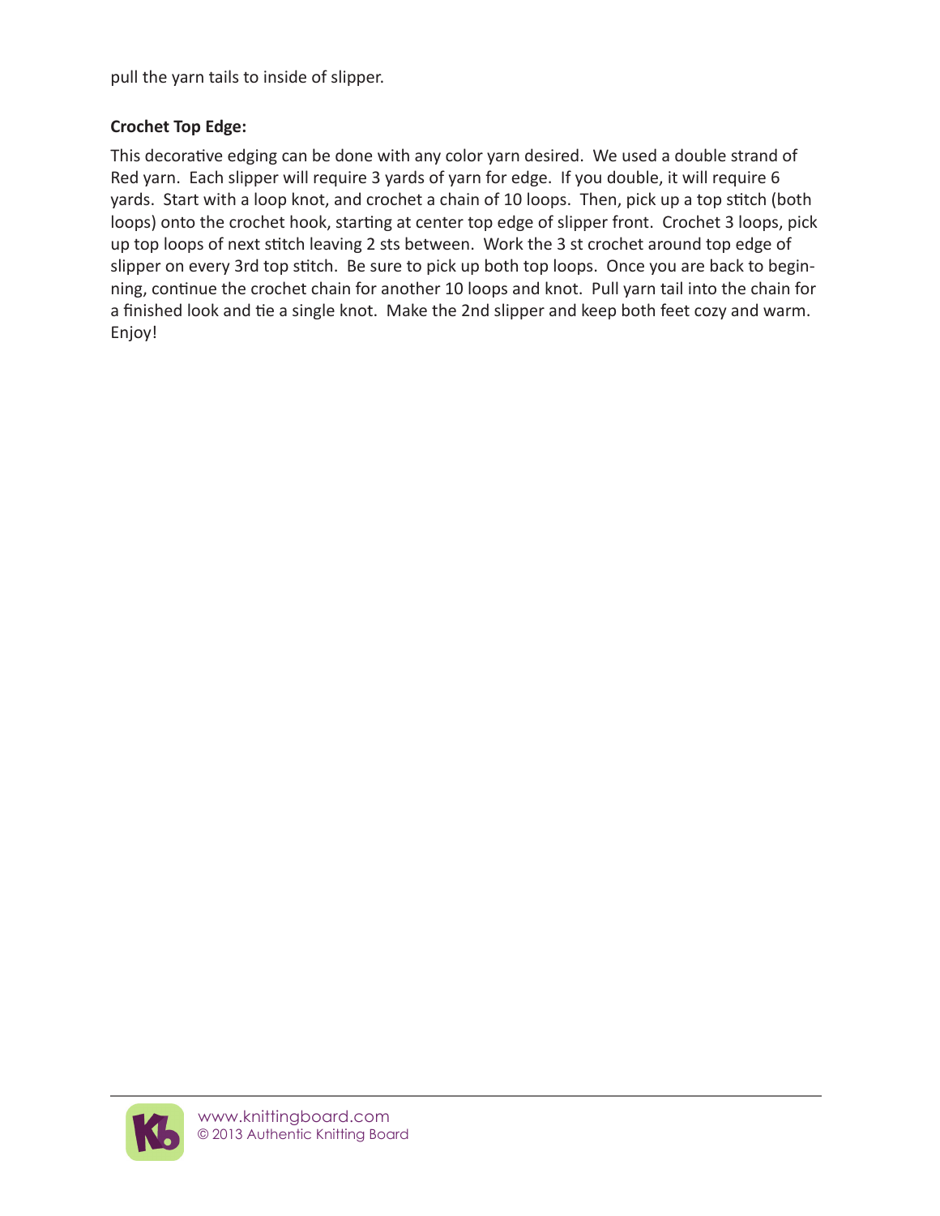pull the yarn tails to inside of slipper.

**Crochet Top Edge:**

This decorative edging can be done with any color yarn desired. We used a double strand of Red yarn. Each slipper will require 3 yards of yarn for edge. If you double, it will require 6 yards. Start with a loop knot, and crochet a chain of 10 loops. Then, pick up a top stitch (both loops) onto the crochet hook, starting at center top edge of slipper front. Crochet 3 loops, pick up top loops of next stitch leaving 2 sts between. Work the 3 st crochet around top edge of slipper on every 3rd top stitch. Be sure to pick up both top loops. Once you are back to beginning, continue the crochet chain for another 10 loops and knot. Pull yarn tail into the chain for a finished look and tie a single knot. Make the 2nd slipper and keep both feet cozy and warm. Enjoy!